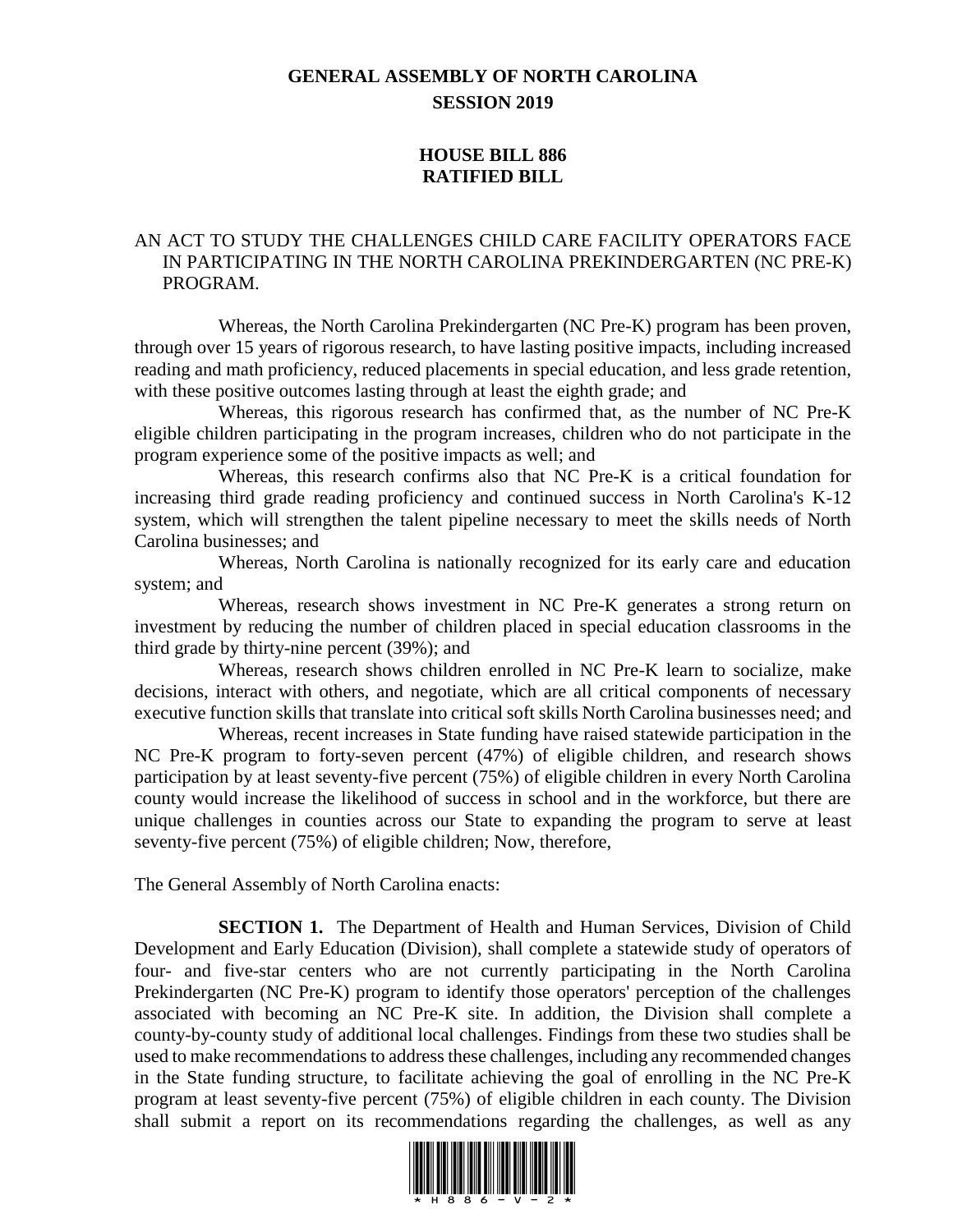# GENERAL ASSEMBLY OF NORTH CAROLINA
## SESSION 2019

## HOUSE BILL 886
## RATIFIED BILL

AN ACT TO STUDY THE CHALLENGES CHILD CARE FACILITY OPERATORS FACE IN PARTICIPATING IN THE NORTH CAROLINA PREKINDERGARTEN (NC PRE-K) PROGRAM.

Whereas, the North Carolina Prekindergarten (NC Pre-K) program has been proven, through over 15 years of rigorous research, to have lasting positive impacts, including increased reading and math proficiency, reduced placements in special education, and less grade retention, with these positive outcomes lasting through at least the eighth grade; and

Whereas, this rigorous research has confirmed that, as the number of NC Pre-K eligible children participating in the program increases, children who do not participate in the program experience some of the positive impacts as well; and

Whereas, this research confirms also that NC Pre-K is a critical foundation for increasing third grade reading proficiency and continued success in North Carolina's K-12 system, which will strengthen the talent pipeline necessary to meet the skills needs of North Carolina businesses; and

Whereas, North Carolina is nationally recognized for its early care and education system; and

Whereas, research shows investment in NC Pre-K generates a strong return on investment by reducing the number of children placed in special education classrooms in the third grade by thirty-nine percent (39%); and

Whereas, research shows children enrolled in NC Pre-K learn to socialize, make decisions, interact with others, and negotiate, which are all critical components of necessary executive function skills that translate into critical soft skills North Carolina businesses need; and

Whereas, recent increases in State funding have raised statewide participation in the NC Pre-K program to forty-seven percent (47%) of eligible children, and research shows participation by at least seventy-five percent (75%) of eligible children in every North Carolina county would increase the likelihood of success in school and in the workforce, but there are unique challenges in counties across our State to expanding the program to serve at least seventy-five percent (75%) of eligible children; Now, therefore,

The General Assembly of North Carolina enacts:

**SECTION 1.** The Department of Health and Human Services, Division of Child Development and Early Education (Division), shall complete a statewide study of operators of four- and five-star centers who are not currently participating in the North Carolina Prekindergarten (NC Pre-K) program to identify those operators' perception of the challenges associated with becoming an NC Pre-K site. In addition, the Division shall complete a county-by-county study of additional local challenges. Findings from these two studies shall be used to make recommendations to address these challenges, including any recommended changes in the State funding structure, to facilitate achieving the goal of enrolling in the NC Pre-K program at least seventy-five percent (75%) of eligible children in each county. The Division shall submit a report on its recommendations regarding the challenges, as well as any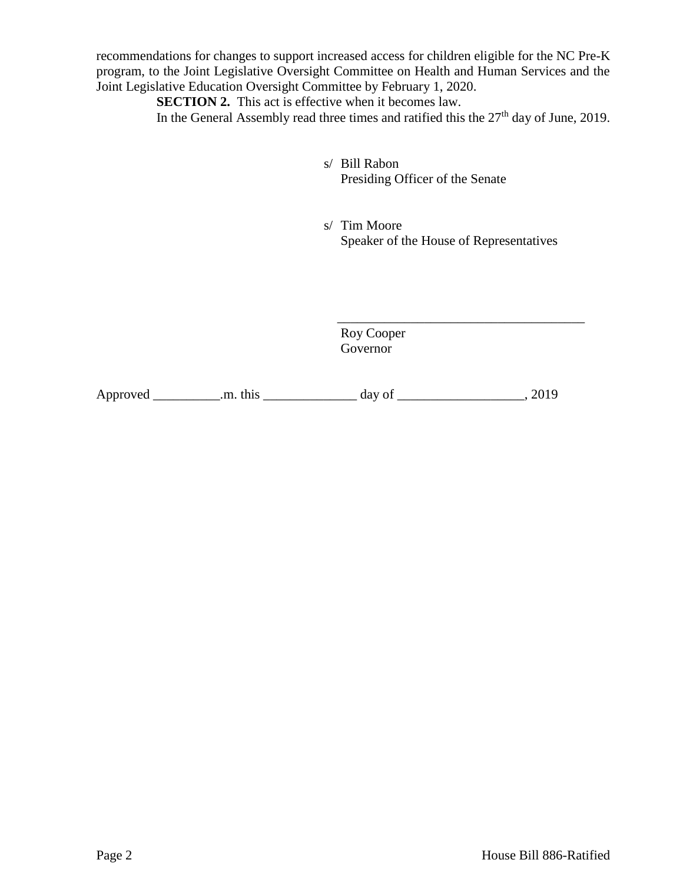recommendations for changes to support increased access for children eligible for the NC Pre-K program, to the Joint Legislative Oversight Committee on Health and Human Services and the Joint Legislative Education Oversight Committee by February 1, 2020.

**SECTION 2.** This act is effective when it becomes law.

In the General Assembly read three times and ratified this the 27th day of June, 2019.

s/ Bill Rabon
Presiding Officer of the Senate

s/ Tim Moore
Speaker of the House of Representatives

\_\_\_\_\_\_\_\_\_\_\_\_\_\_\_\_\_\_\_\_\_\_\_\_\_\_\_\_\_\_\_\_\_\_\_\_\_\_
Roy Cooper
Governor

Approved \_\_\_\_\_\_\_\_\_\_.m. this \_\_\_\_\_\_\_\_\_\_\_\_\_\_ day of \_\_\_\_\_\_\_\_\_\_\_\_\_\_\_\_\_\_\_, 2019